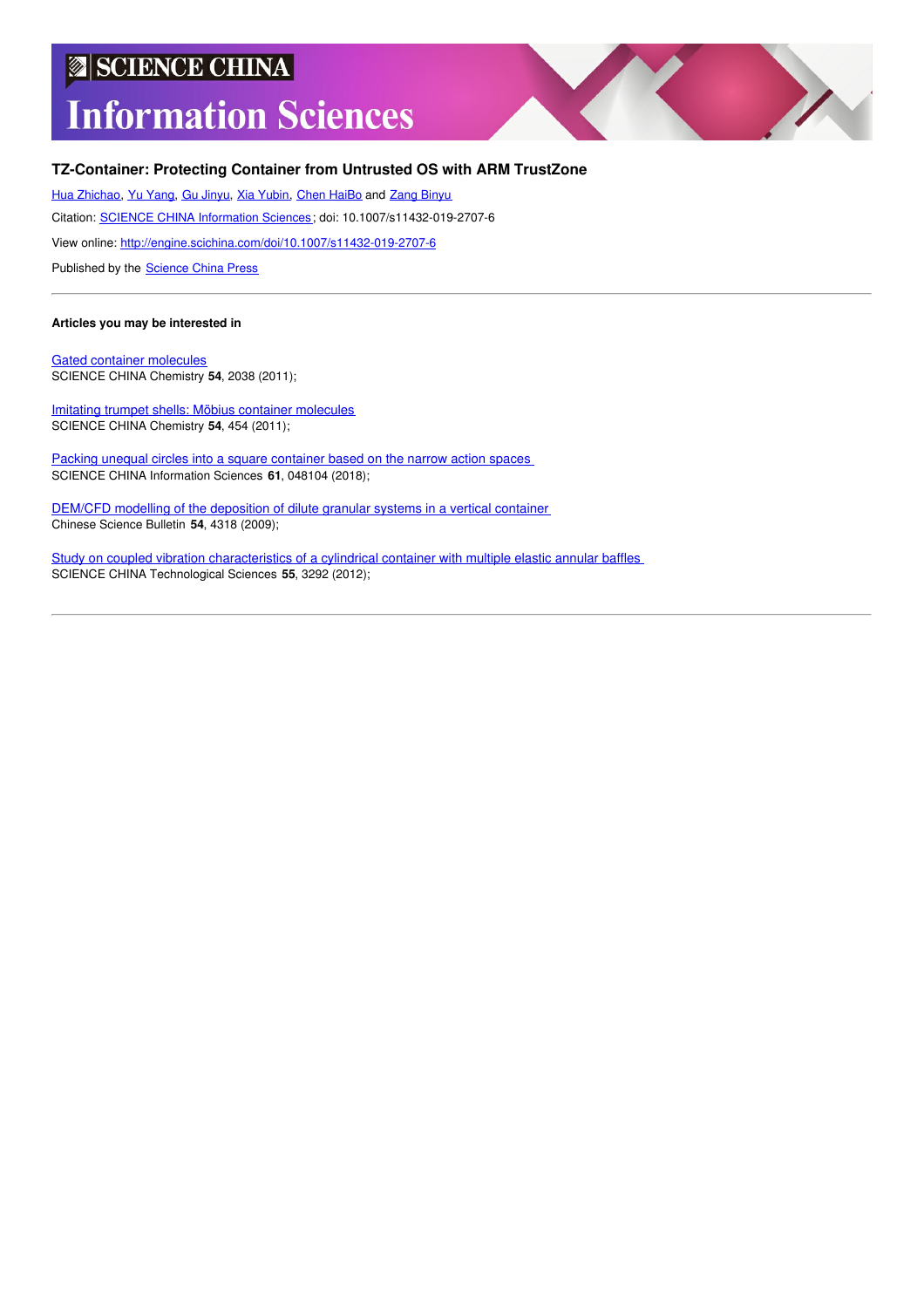SCIENCE CHINA

# Information Sciences

## TZ-Container: Protecting Container from Untrusted OS with ARM TrustZone

Hua Zhichao, Yu Yang, Gu Jinyu, Xia Yubin, Chen HaiBo and Zang Binyu

Citation: SCIENCE CHINA Information Sciences; doi: 10.1007/s11432-019-2707-6

View online: http://engine.scichina.com/doi/10.1007/s11432-019-2707-6

Published by the Science China Press

---

**Articles you may be interested in**

Gated container molecules
SCIENCE CHINA Chemistry **54**, 2038 (2011);

Imitating trumpet shells: Möbius container molecules
SCIENCE CHINA Chemistry **54**, 454 (2011);

Packing unequal circles into a square container based on the narrow action spaces
SCIENCE CHINA Information Sciences **61**, 048104 (2018);

DEM/CFD modelling of the deposition of dilute granular systems in a vertical container
Chinese Science Bulletin **54**, 4318 (2009);

Study on coupled vibration characteristics of a cylindrical container with multiple elastic annular baffles
SCIENCE CHINA Technological Sciences **55**, 3292 (2012);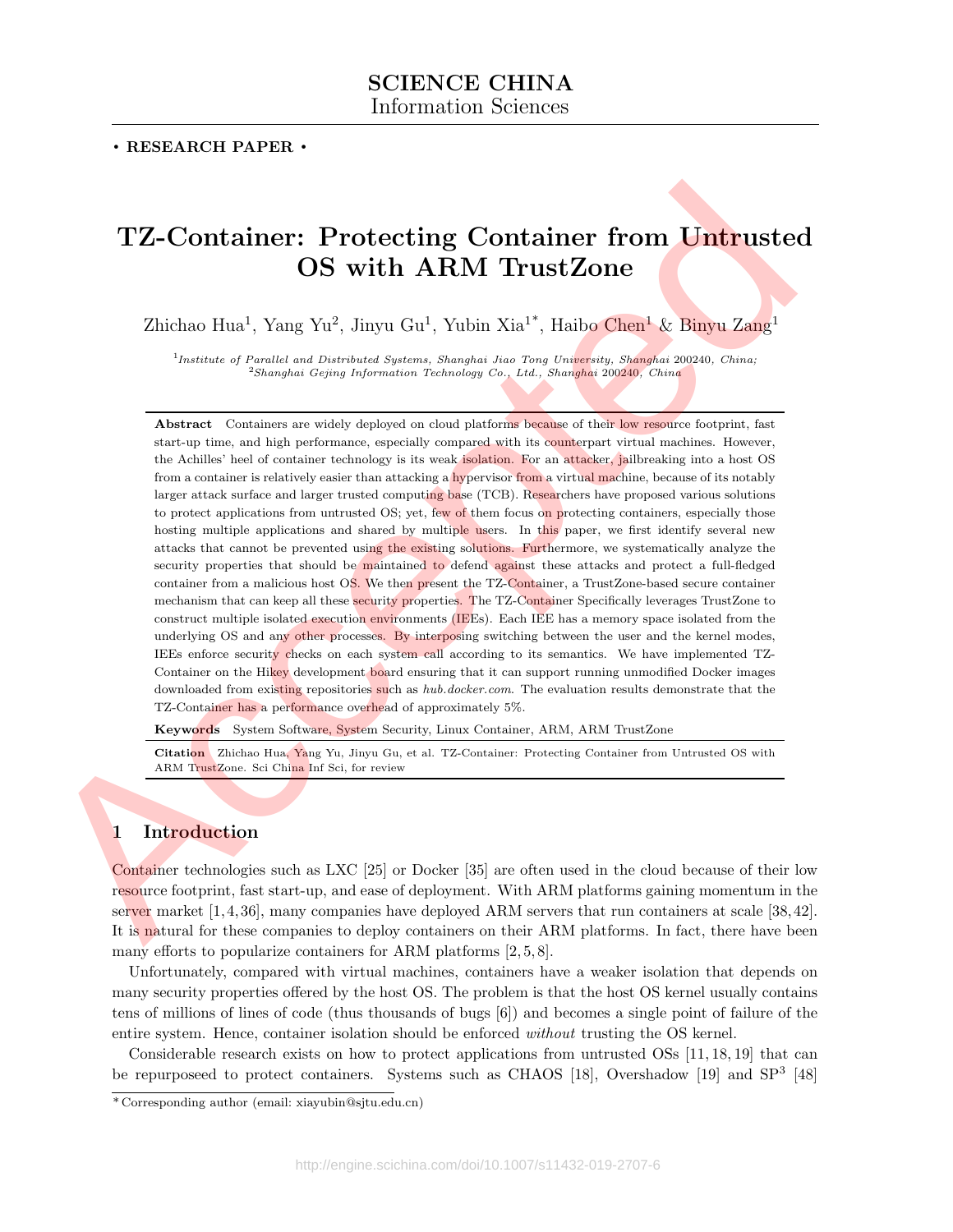# TZ-Container: Protecting Container from Untrusted OS with ARM TrustZone

Zhichao Hua[1], Yang Yu[2], Jinyu Gu[1], Yubin Xia[1*], Haibo Chen[1] & Binyu Zang[1]

[1]*Institute of Parallel and Distributed Systems, Shanghai Jiao Tong University, Shanghai* 200240*, China;*
[2]*Shanghai Gejing Information Technology Co., Ltd., Shanghai* 200240*, China*

**Abstract** Containers are widely deployed on cloud platforms because of their low resource footprint, fast start-up time, and high performance, especially compared with its counterpart virtual machines. However, the Achilles' heel of container technology is its weak isolation. For an attacker, jailbreaking into a host OS from a container is relatively easier than attacking a hypervisor from a virtual machine, because of its notably larger attack surface and larger trusted computing base (TCB). Researchers have proposed various solutions to protect applications from untrusted OS; yet, few of them focus on protecting containers, especially those hosting multiple applications and shared by multiple users. In this paper, we first identify several new attacks that cannot be prevented using the existing solutions. Furthermore, we systematically analyze the security properties that should be maintained to defend against these attacks and protect a full-fledged container from a malicious host OS. We then present the TZ-Container, a TrustZone-based secure container mechanism that can keep all these security properties. The TZ-Container Specifically leverages TrustZone to construct multiple isolated execution environments (IEEs). Each IEE has a memory space isolated from the underlying OS and any other processes. By interposing switching between the user and the kernel modes, IEEs enforce security checks on each system call according to its semantics. We have implemented TZ-Container on the Hikey development board ensuring that it can support running unmodified Docker images downloaded from existing repositories such as *hub.docker.com*. The evaluation results demonstrate that the TZ-Container has a performance overhead of approximately 5%.

**Keywords** System Software, System Security, Linux Container, ARM, ARM TrustZone

**Citation** Zhichao Hua, Yang Yu, Jinyu Gu, et al. TZ-Container: Protecting Container from Untrusted OS with ARM TrustZone. Sci China Inf Sci, for review

## 1 Introduction

Container technologies such as LXC [25] or Docker [35] are often used in the cloud because of their low resource footprint, fast start-up, and ease of deployment. With ARM platforms gaining momentum in the server market [1,4,36], many companies have deployed ARM servers that run containers at scale [38,42]. It is natural for these companies to deploy containers on their ARM platforms. In fact, there have been many efforts to popularize containers for ARM platforms [2,5,8].

Unfortunately, compared with virtual machines, containers have a weaker isolation that depends on many security properties offered by the host OS. The problem is that the host OS kernel usually contains tens of millions of lines of code (thus thousands of bugs [6]) and becomes a single point of failure of the entire system. Hence, container isolation should be enforced *without* trusting the OS kernel.

Considerable research exists on how to protect applications from untrusted OSs [11,18,19] that can be repurposeed to protect containers. Systems such as CHAOS [18], Overshadow [19] and SP$^3$ [48]

---

*Corresponding author (email: xiayubin@sjtu.edu.cn)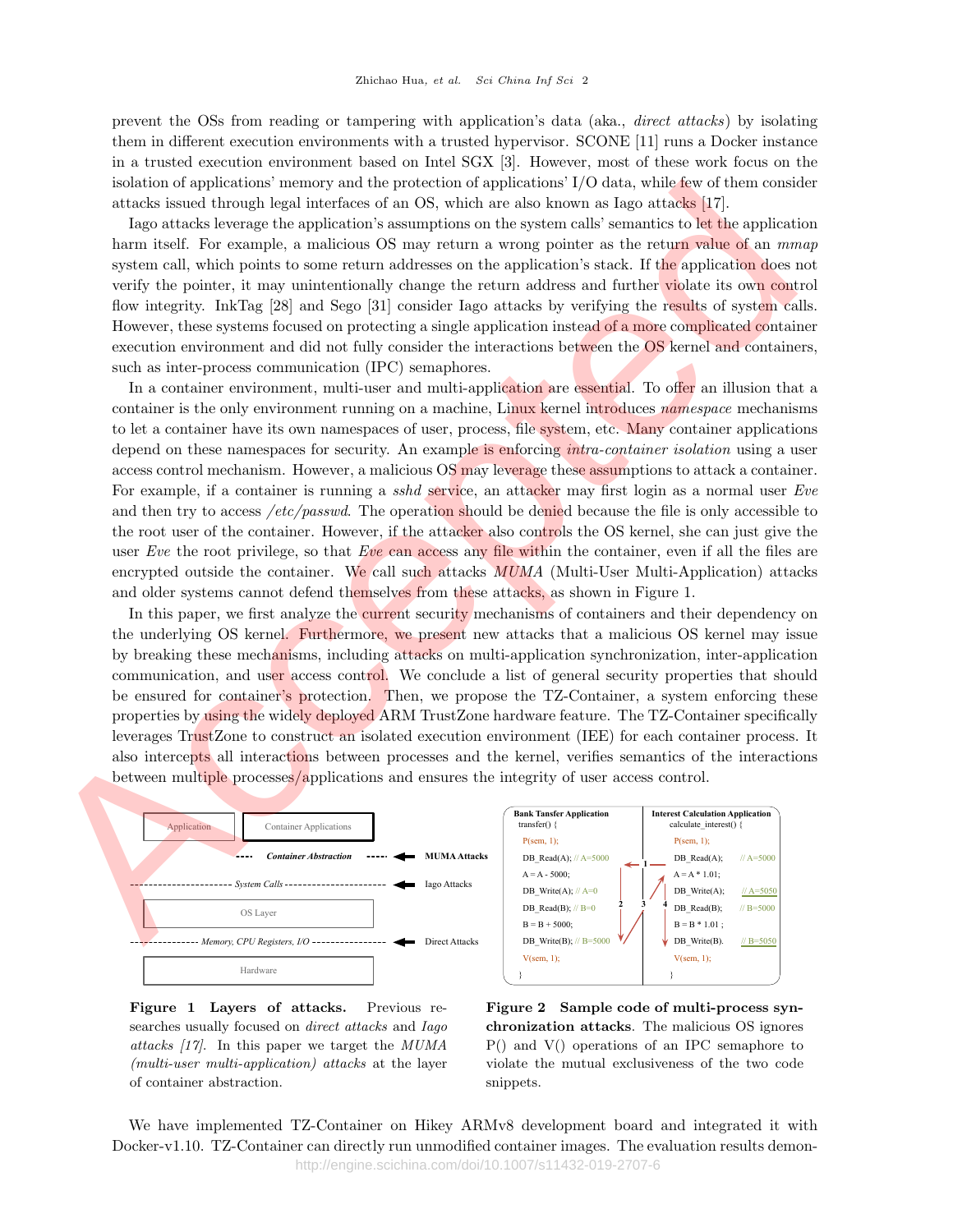prevent the OSs from reading or tampering with application's data (aka., *direct attacks*) by isolating them in different execution environments with a trusted hypervisor. SCONE [11] runs a Docker instance in a trusted execution environment based on Intel SGX [3]. However, most of these work focus on the isolation of applications' memory and the protection of applications' I/O data, while few of them consider attacks issued through legal interfaces of an OS, which are also known as Iago attacks [17].

Iago attacks leverage the application's assumptions on the system calls' semantics to let the application harm itself. For example, a malicious OS may return a wrong pointer as the return value of an *mmap* system call, which points to some return addresses on the application's stack. If the application does not verify the pointer, it may unintentionally change the return address and further violate its own control flow integrity. InkTag [28] and Sego [31] consider Iago attacks by verifying the results of system calls. However, these systems focused on protecting a single application instead of a more complicated container execution environment and did not fully consider the interactions between the OS kernel and containers, such as inter-process communication (IPC) semaphores.

In a container environment, multi-user and multi-application are essential. To offer an illusion that a container is the only environment running on a machine, Linux kernel introduces *namespace* mechanisms to let a container have its own namespaces of user, process, file system, etc. Many container applications depend on these namespaces for security. An example is enforcing *intra-container isolation* using a user access control mechanism. However, a malicious OS may leverage these assumptions to attack a container. For example, if a container is running a *sshd* service, an attacker may first login as a normal user *Eve* and then try to access */etc/passwd*. The operation should be denied because the file is only accessible to the root user of the container. However, if the attacker also controls the OS kernel, she can just give the user *Eve* the root privilege, so that *Eve* can access any file within the container, even if all the files are encrypted outside the container. We call such attacks *MUMA* (Multi-User Multi-Application) attacks and older systems cannot defend themselves from these attacks, as shown in Figure 1.

In this paper, we first analyze the current security mechanisms of containers and their dependency on the underlying OS kernel. Furthermore, we present new attacks that a malicious OS kernel may issue by breaking these mechanisms, including attacks on multi-application synchronization, inter-application communication, and user access control. We conclude a list of general security properties that should be ensured for container's protection. Then, we propose the TZ-Container, a system enforcing these properties by using the widely deployed ARM TrustZone hardware feature. The TZ-Container specifically leverages TrustZone to construct an isolated execution environment (IEE) for each container process. It also intercepts all interactions between processes and the kernel, verifies semantics of the interactions between multiple processes/applications and ensures the integrity of user access control.

| Layer | | Attack |
|---|---|---|
| Application | Container Applications | |
| Container Abstraction | | MUMA Attacks |
| System Calls | | Iago Attacks |
| OS Layer | | |
| Memory, CPU Registers, I/O | | Direct Attacks |
| Hardware | | |

**Figure 1 Layers of attacks.** Previous researches usually focused on *direct attacks* and *Iago attacks [17]*. In this paper we target the *MUMA (multi-user multi-application) attacks* at the layer of container abstraction.

```
Bank Tansfer Application              Interest Calculation Application
transfer() {                          calculate_interest() {
  P(sem, 1);                            P(sem, 1);
  DB_Read(A); // A=5000        <-1--    DB_Read(A);      // A=5000
  A = A - 5000;                         A = A * 1.01;
  DB_Write(A); // A=0          2  3  4  DB_Write(A);     // A=5050
  DB_Read(B); // B=0                    DB_Read(B);      // B=5000
  B = B + 5000;                         B = B * 1.01 ;
  DB_Write(B); // B=5000                DB_Write(B).     // B=5050
  V(sem, 1);                            V(sem, 1);
}                                     }
```

**Figure 2 Sample code of multi-process synchronization attacks**. The malicious OS ignores P() and V() operations of an IPC semaphore to violate the mutual exclusiveness of the two code snippets.

We have implemented TZ-Container on Hikey ARMv8 development board and integrated it with Docker-v1.10. TZ-Container can directly run unmodified container images. The evaluation results demon-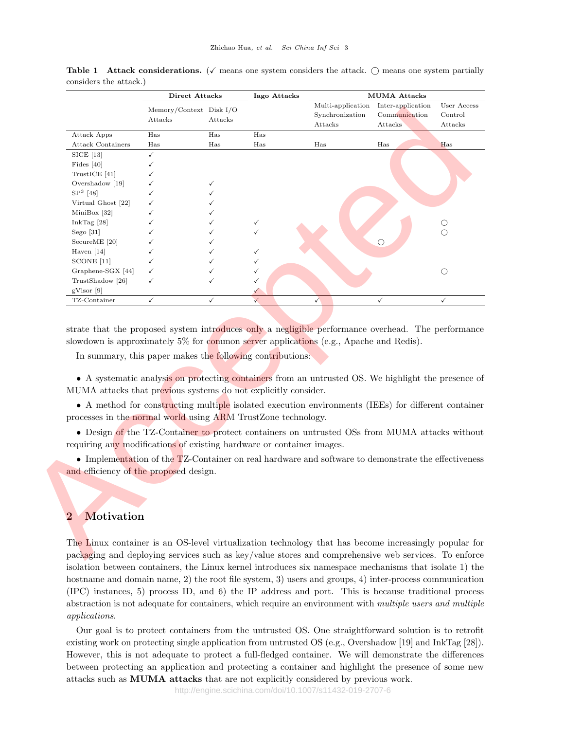**Table 1 Attack considerations.** (✓ means one system considers the attack. ◯ means one system partially considers the attack.)

| | Direct Attacks | | Iago Attacks | MUMA Attacks | | |
|---|---|---|---|---|---|---|
| | Memory/Context Attacks | Disk I/O Attacks | | Multi-application Synchronization Attacks | Inter-application Communication Attacks | User Access Control Attacks |
| Attack Apps | Has | Has | Has | | | |
| Attack Containers | Has | Has | Has | Has | Has | Has |
| SICE [13] | ✓ | | | | | |
| Fides [40] | ✓ | | | | | |
| TrustICE [41] | ✓ | | | | | |
| Overshadow [19] | ✓ | ✓ | | | | |
| $SP^3$ [48] | ✓ | ✓ | | | | |
| Virtual Ghost [22] | ✓ | ✓ | | | | |
| MiniBox [32] | ✓ | ✓ | | | | |
| InkTag [28] | ✓ | ✓ | ✓ | | | ◯ |
| Sego [31] | ✓ | ✓ | ✓ | | | ◯ |
| SecureME [20] | ✓ | ✓ | | | ◯ | |
| Haven [14] | ✓ | ✓ | ✓ | | | |
| SCONE [11] | ✓ | ✓ | ✓ | | | |
| Graphene-SGX [44] | ✓ | ✓ | ✓ | | | ◯ |
| TrustShadow [26] | ✓ | ✓ | ✓ | | | |
| gVisor [9] | | | ✓ | | | |
| TZ-Container | ✓ | ✓ | ✓ | ✓ | ✓ | ✓ |

strate that the proposed system introduces only a negligible performance overhead. The performance slowdown is approximately 5% for common server applications (e.g., Apache and Redis).

In summary, this paper makes the following contributions:

- A systematic analysis on protecting containers from an untrusted OS. We highlight the presence of MUMA attacks that previous systems do not explicitly consider.
- A method for constructing multiple isolated execution environments (IEEs) for different container processes in the normal world using ARM TrustZone technology.
- Design of the TZ-Container to protect containers on untrusted OSs from MUMA attacks without requiring any modifications of existing hardware or container images.
- Implementation of the TZ-Container on real hardware and software to demonstrate the effectiveness and efficiency of the proposed design.

## 2 Motivation

The Linux container is an OS-level virtualization technology that has become increasingly popular for packaging and deploying services such as key/value stores and comprehensive web services. To enforce isolation between containers, the Linux kernel introduces six namespace mechanisms that isolate 1) the hostname and domain name, 2) the root file system, 3) users and groups, 4) inter-process communication (IPC) instances, 5) process ID, and 6) the IP address and port. This is because traditional process abstraction is not adequate for containers, which require an environment with *multiple users and multiple applications*.

Our goal is to protect containers from the untrusted OS. One straightforward solution is to retrofit existing work on protecting single application from untrusted OS (e.g., Overshadow [19] and InkTag [28]). However, this is not adequate to protect a full-fledged container. We will demonstrate the differences between protecting an application and protecting a container and highlight the presence of some new attacks such as **MUMA attacks** that are not explicitly considered by previous work.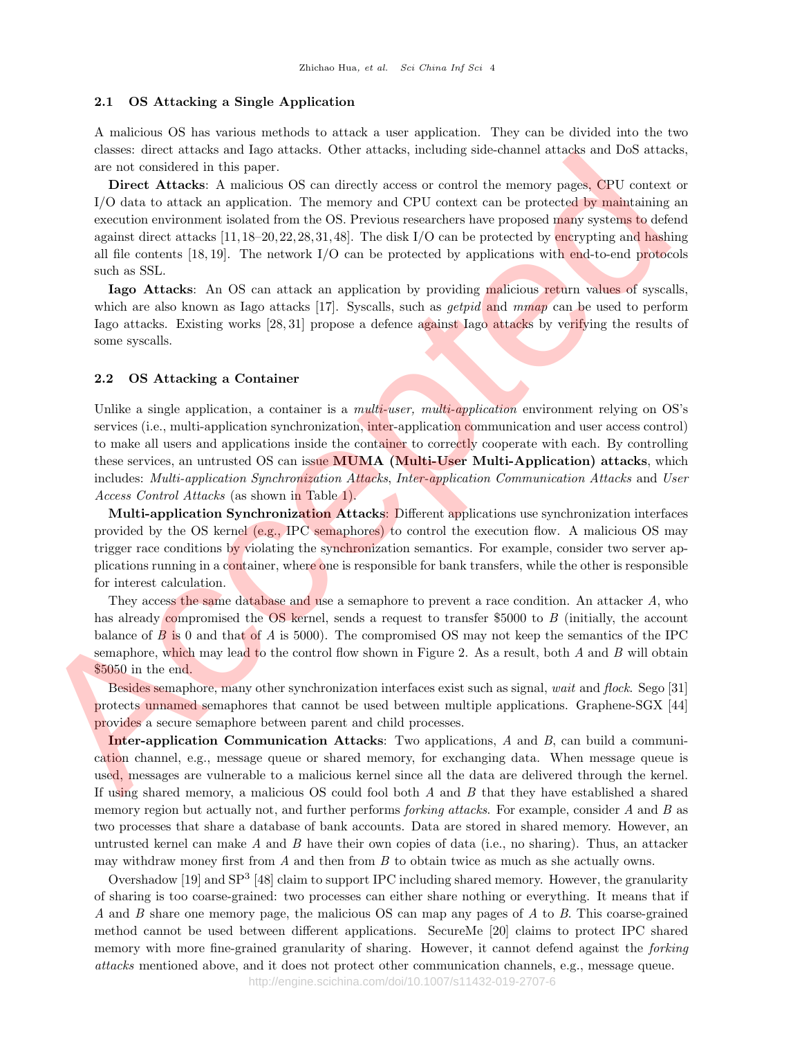### 2.1 OS Attacking a Single Application

A malicious OS has various methods to attack a user application. They can be divided into the two classes: direct attacks and Iago attacks. Other attacks, including side-channel attacks and DoS attacks, are not considered in this paper.

**Direct Attacks**: A malicious OS can directly access or control the memory pages, CPU context or I/O data to attack an application. The memory and CPU context can be protected by maintaining an execution environment isolated from the OS. Previous researchers have proposed many systems to defend against direct attacks [11, 18–20, 22, 28, 31, 48]. The disk I/O can be protected by encrypting and hashing all file contents [18, 19]. The network I/O can be protected by applications with end-to-end protocols such as SSL.

**Iago Attacks**: An OS can attack an application by providing malicious return values of syscalls, which are also known as Iago attacks [17]. Syscalls, such as *getpid* and *mmap* can be used to perform Iago attacks. Existing works [28, 31] propose a defence against Iago attacks by verifying the results of some syscalls.

### 2.2 OS Attacking a Container

Unlike a single application, a container is a *multi-user, multi-application* environment relying on OS's services (i.e., multi-application synchronization, inter-application communication and user access control) to make all users and applications inside the container to correctly cooperate with each. By controlling these services, an untrusted OS can issue **MUMA (Multi-User Multi-Application) attacks**, which includes: *Multi-application Synchronization Attacks*, *Inter-application Communication Attacks* and *User Access Control Attacks* (as shown in Table 1).

**Multi-application Synchronization Attacks**: Different applications use synchronization interfaces provided by the OS kernel (e.g., IPC semaphores) to control the execution flow. A malicious OS may trigger race conditions by violating the synchronization semantics. For example, consider two server applications running in a container, where one is responsible for bank transfers, while the other is responsible for interest calculation.

They access the same database and use a semaphore to prevent a race condition. An attacker $A$, who has already compromised the OS kernel, sends a request to transfer \$5000 to $B$ (initially, the account balance of $B$ is 0 and that of $A$ is 5000). The compromised OS may not keep the semantics of the IPC semaphore, which may lead to the control flow shown in Figure 2. As a result, both $A$ and $B$ will obtain \$5050 in the end.

Besides semaphore, many other synchronization interfaces exist such as signal, *wait* and *flock*. Sego [31] protects unnamed semaphores that cannot be used between multiple applications. Graphene-SGX [44] provides a secure semaphore between parent and child processes.

**Inter-application Communication Attacks**: Two applications, $A$ and $B$, can build a communication channel, e.g., message queue or shared memory, for exchanging data. When message queue is used, messages are vulnerable to a malicious kernel since all the data are delivered through the kernel. If using shared memory, a malicious OS could fool both $A$ and $B$ that they have established a shared memory region but actually not, and further performs *forking attacks*. For example, consider $A$ and $B$ as two processes that share a database of bank accounts. Data are stored in shared memory. However, an untrusted kernel can make $A$ and $B$ have their own copies of data (i.e., no sharing). Thus, an attacker may withdraw money first from $A$ and then from $B$ to obtain twice as much as she actually owns.

Overshadow [19] and $SP^3$ [48] claim to support IPC including shared memory. However, the granularity of sharing is too coarse-grained: two processes can either share nothing or everything. It means that if $A$ and $B$ share one memory page, the malicious OS can map any pages of $A$ to $B$. This coarse-grained method cannot be used between different applications. SecureMe [20] claims to protect IPC shared memory with more fine-grained granularity of sharing. However, it cannot defend against the *forking attacks* mentioned above, and it does not protect other communication channels, e.g., message queue.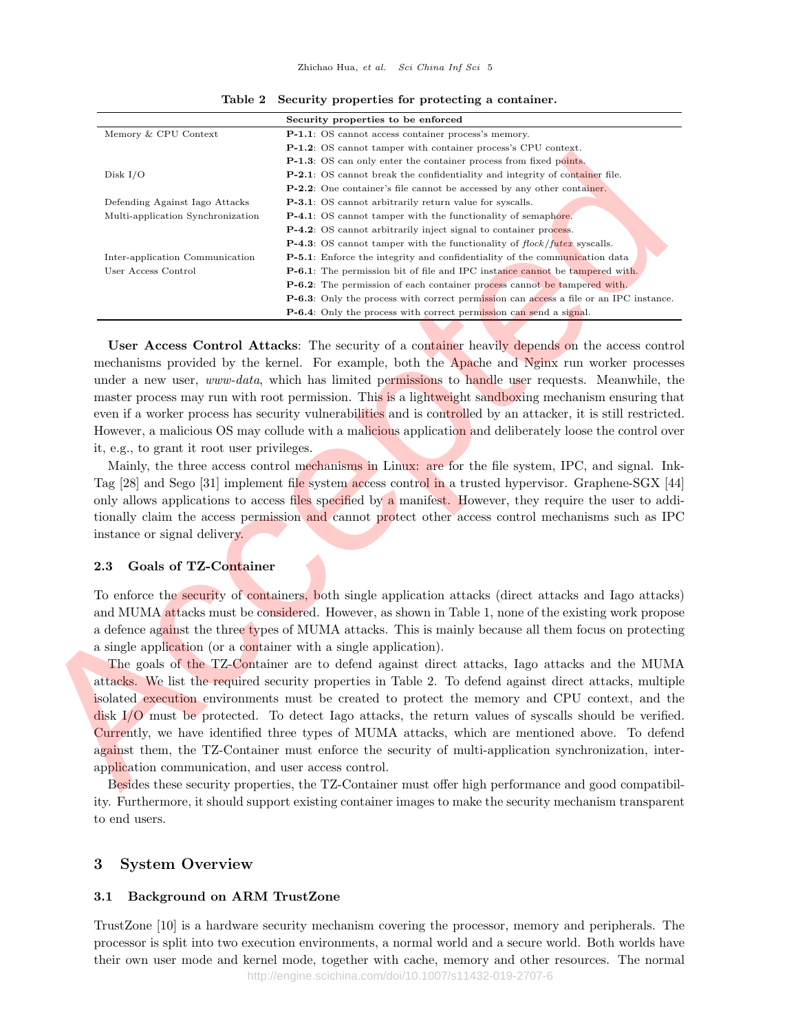**Table 2 Security properties for protecting a container.**

| | Security properties to be enforced |
|---|---|
| Memory & CPU Context | **P-1.1**: OS cannot access container process's memory. |
| | **P-1.2**: OS cannot tamper with container process's CPU context. |
| | **P-1.3**: OS can only enter the container process from fixed points. |
| Disk I/O | **P-2.1**: OS cannot break the confidentiality and integrity of container file. |
| | **P-2.2**: One container's file cannot be accessed by any other container. |
| Defending Against Iago Attacks | **P-3.1**: OS cannot arbitrarily return value for syscalls. |
| Multi-application Synchronization | **P-4.1**: OS cannot tamper with the functionality of semaphore. |
| | **P-4.2**: OS cannot arbitrarily inject signal to container process. |
| | **P-4.3**: OS cannot tamper with the functionality of *flock*/*futex* syscalls. |
| Inter-application Communication | **P-5.1**: Enforce the integrity and confidentiality of the communication data |
| User Access Control | **P-6.1**: The permission bit of file and IPC instance cannot be tampered with. |
| | **P-6.2**: The permission of each container process cannot be tampered with. |
| | **P-6.3**: Only the process with correct permission can access a file or an IPC instance. |
| | **P-6.4**: Only the process with correct permission can send a signal. |

**User Access Control Attacks**: The security of a container heavily depends on the access control mechanisms provided by the kernel. For example, both the Apache and Nginx run worker processes under a new user, *www-data*, which has limited permissions to handle user requests. Meanwhile, the master process may run with root permission. This is a lightweight sandboxing mechanism ensuring that even if a worker process has security vulnerabilities and is controlled by an attacker, it is still restricted. However, a malicious OS may collude with a malicious application and deliberately loose the control over it, e.g., to grant it root user privileges.

Mainly, the three access control mechanisms in Linux: are for the file system, IPC, and signal. InkTag [28] and Sego [31] implement file system access control in a trusted hypervisor. Graphene-SGX [44] only allows applications to access files specified by a manifest. However, they require the user to additionally claim the access permission and cannot protect other access control mechanisms such as IPC instance or signal delivery.

### 2.3 Goals of TZ-Container

To enforce the security of containers, both single application attacks (direct attacks and Iago attacks) and MUMA attacks must be considered. However, as shown in Table 1, none of the existing work propose a defence against the three types of MUMA attacks. This is mainly because all them focus on protecting a single application (or a container with a single application).

The goals of the TZ-Container are to defend against direct attacks, Iago attacks and the MUMA attacks. We list the required security properties in Table 2. To defend against direct attacks, multiple isolated execution environments must be created to protect the memory and CPU context, and the disk I/O must be protected. To detect Iago attacks, the return values of syscalls should be verified. Currently, we have identified three types of MUMA attacks, which are mentioned above. To defend against them, the TZ-Container must enforce the security of multi-application synchronization, inter-application communication, and user access control.

Besides these security properties, the TZ-Container must offer high performance and good compatibility. Furthermore, it should support existing container images to make the security mechanism transparent to end users.

## 3 System Overview

### 3.1 Background on ARM TrustZone

TrustZone [10] is a hardware security mechanism covering the processor, memory and peripherals. The processor is split into two execution environments, a normal world and a secure world. Both worlds have their own user mode and kernel mode, together with cache, memory and other resources. The normal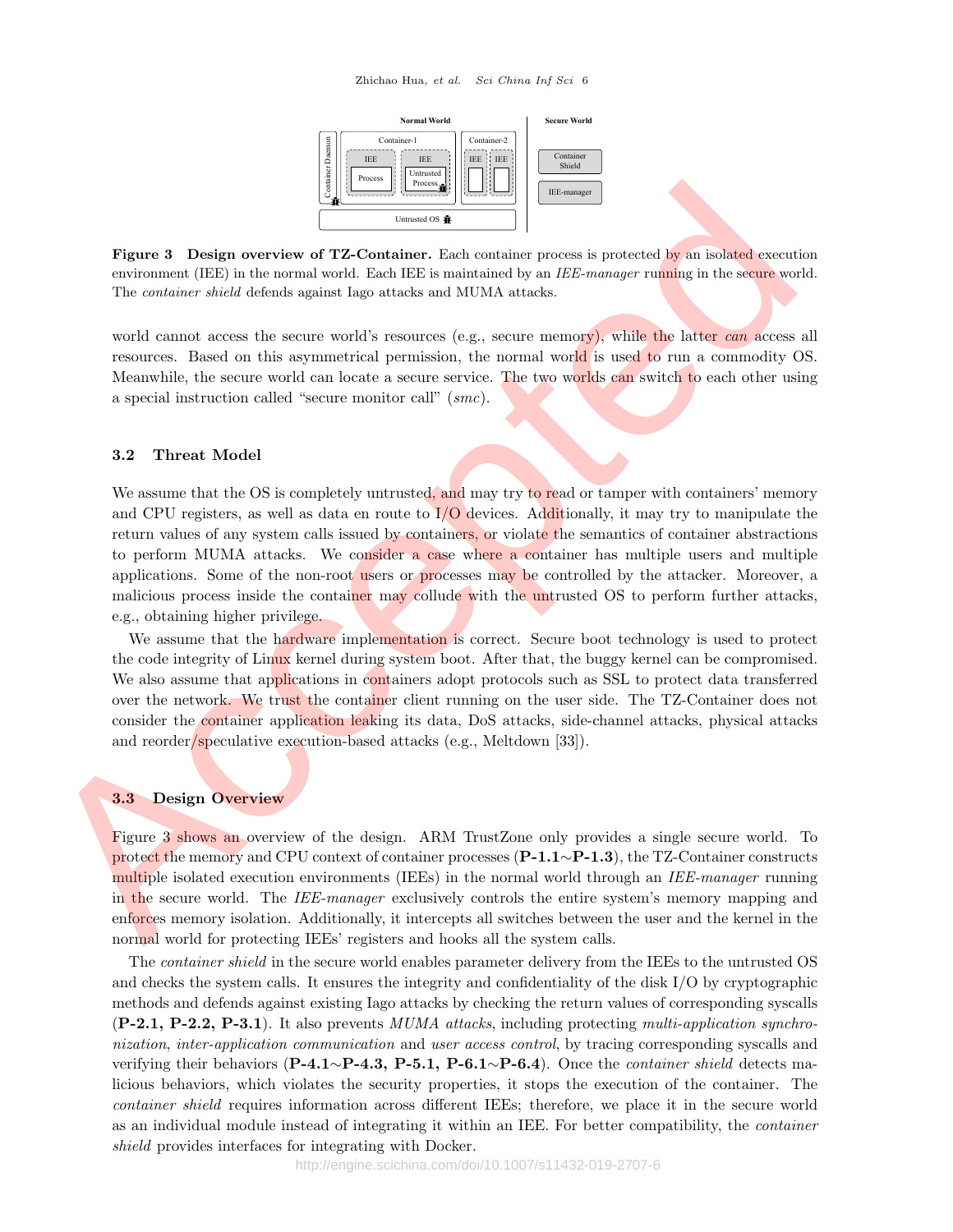**Figure 3 Design overview of TZ-Container.** Each container process is protected by an isolated execution environment (IEE) in the normal world. Each IEE is maintained by an *IEE-manager* running in the secure world. The *container shield* defends against Iago attacks and MUMA attacks.

world cannot access the secure world's resources (e.g., secure memory), while the latter *can* access all resources. Based on this asymmetrical permission, the normal world is used to run a commodity OS. Meanwhile, the secure world can locate a secure service. The two worlds can switch to each other using a special instruction called "secure monitor call" (*smc*).

### 3.2 Threat Model

We assume that the OS is completely untrusted, and may try to read or tamper with containers' memory and CPU registers, as well as data en route to I/O devices. Additionally, it may try to manipulate the return values of any system calls issued by containers, or violate the semantics of container abstractions to perform MUMA attacks. We consider a case where a container has multiple users and multiple applications. Some of the non-root users or processes may be controlled by the attacker. Moreover, a malicious process inside the container may collude with the untrusted OS to perform further attacks, e.g., obtaining higher privilege.

We assume that the hardware implementation is correct. Secure boot technology is used to protect the code integrity of Linux kernel during system boot. After that, the buggy kernel can be compromised. We also assume that applications in containers adopt protocols such as SSL to protect data transferred over the network. We trust the container client running on the user side. The TZ-Container does not consider the container application leaking its data, DoS attacks, side-channel attacks, physical attacks and reorder/speculative execution-based attacks (e.g., Meltdown [33]).

### 3.3 Design Overview

Figure 3 shows an overview of the design. ARM TrustZone only provides a single secure world. To protect the memory and CPU context of container processes (**P-1.1**$\sim$**P-1.3**), the TZ-Container constructs multiple isolated execution environments (IEEs) in the normal world through an *IEE-manager* running in the secure world. The *IEE-manager* exclusively controls the entire system's memory mapping and enforces memory isolation. Additionally, it intercepts all switches between the user and the kernel in the normal world for protecting IEEs' registers and hooks all the system calls.

The *container shield* in the secure world enables parameter delivery from the IEEs to the untrusted OS and checks the system calls. It ensures the integrity and confidentiality of the disk I/O by cryptographic methods and defends against existing Iago attacks by checking the return values of corresponding syscalls (**P-2.1, P-2.2, P-3.1**). It also prevents *MUMA attacks*, including protecting *multi-application synchronization*, *inter-application communication* and *user access control*, by tracing corresponding syscalls and verifying their behaviors (**P-4.1**$\sim$**P-4.3, P-5.1, P-6.1**$\sim$**P-6.4**). Once the *container shield* detects malicious behaviors, which violates the security properties, it stops the execution of the container. The *container shield* requires information across different IEEs; therefore, we place it in the secure world as an individual module instead of integrating it within an IEE. For better compatibility, the *container shield* provides interfaces for integrating with Docker.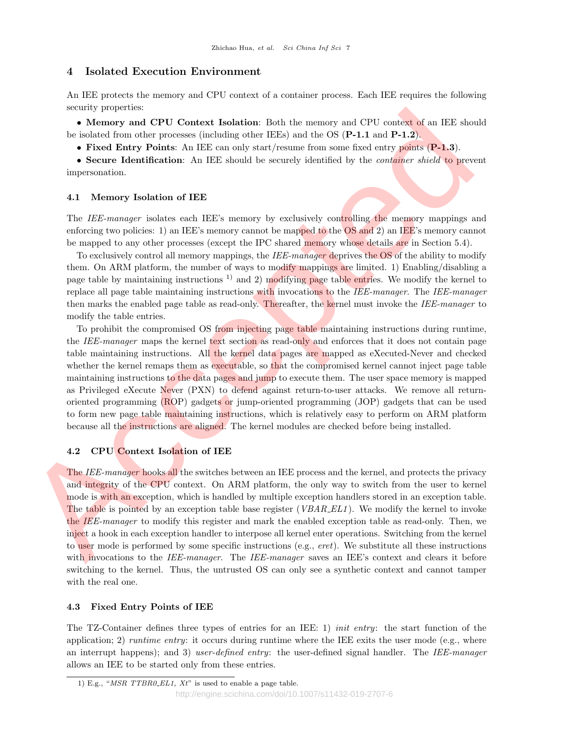## 4 Isolated Execution Environment

An IEE protects the memory and CPU context of a container process. Each IEE requires the following security properties:

- **Memory and CPU Context Isolation**: Both the memory and CPU context of an IEE should be isolated from other processes (including other IEEs) and the OS (**P-1.1** and **P-1.2**).
- **Fixed Entry Points**: An IEE can only start/resume from some fixed entry points (**P-1.3**).
- **Secure Identification**: An IEE should be securely identified by the *container shield* to prevent impersonation.

### 4.1 Memory Isolation of IEE

The *IEE-manager* isolates each IEE's memory by exclusively controlling the memory mappings and enforcing two policies: 1) an IEE's memory cannot be mapped to the OS and 2) an IEE's memory cannot be mapped to any other processes (except the IPC shared memory whose details are in Section 5.4).

To exclusively control all memory mappings, the *IEE-manager* deprives the OS of the ability to modify them. On ARM platform, the number of ways to modify mappings are limited. 1) Enabling/disabling a page table by maintaining instructions [1)] and 2) modifying page table entries. We modify the kernel to replace all page table maintaining instructions with invocations to the *IEE-manager*. The *IEE-manager* then marks the enabled page table as read-only. Thereafter, the kernel must invoke the *IEE-manager* to modify the table entries.

To prohibit the compromised OS from injecting page table maintaining instructions during runtime, the *IEE-manager* maps the kernel text section as read-only and enforces that it does not contain page table maintaining instructions. All the kernel data pages are mapped as eXecuted-Never and checked whether the kernel remaps them as executable, so that the compromised kernel cannot inject page table maintaining instructions to the data pages and jump to execute them. The user space memory is mapped as Privileged eXecute Never (PXN) to defend against return-to-user attacks. We remove all return-oriented programming (ROP) gadgets or jump-oriented programming (JOP) gadgets that can be used to form new page table maintaining instructions, which is relatively easy to perform on ARM platform because all the instructions are aligned. The kernel modules are checked before being installed.

### 4.2 CPU Context Isolation of IEE

The *IEE-manager* hooks all the switches between an IEE process and the kernel, and protects the privacy and integrity of the CPU context. On ARM platform, the only way to switch from the user to kernel mode is with an exception, which is handled by multiple exception handlers stored in an exception table. The table is pointed by an exception table base register (*VBAR_EL1*). We modify the kernel to invoke the *IEE-manager* to modify this register and mark the enabled exception table as read-only. Then, we inject a hook in each exception handler to interpose all kernel enter operations. Switching from the kernel to user mode is performed by some specific instructions (e.g., *eret*). We substitute all these instructions with invocations to the *IEE-manager*. The *IEE-manager* saves an IEE's context and clears it before switching to the kernel. Thus, the untrusted OS can only see a synthetic context and cannot tamper with the real one.

### 4.3 Fixed Entry Points of IEE

The TZ-Container defines three types of entries for an IEE: 1) *init entry*: the start function of the application; 2) *runtime entry*: it occurs during runtime where the IEE exits the user mode (e.g., where an interrupt happens); and 3) *user-defined entry*: the user-defined signal handler. The *IEE-manager* allows an IEE to be started only from these entries.

1) E.g., "*MSR TTBR0_EL1, Xt*" is used to enable a page table.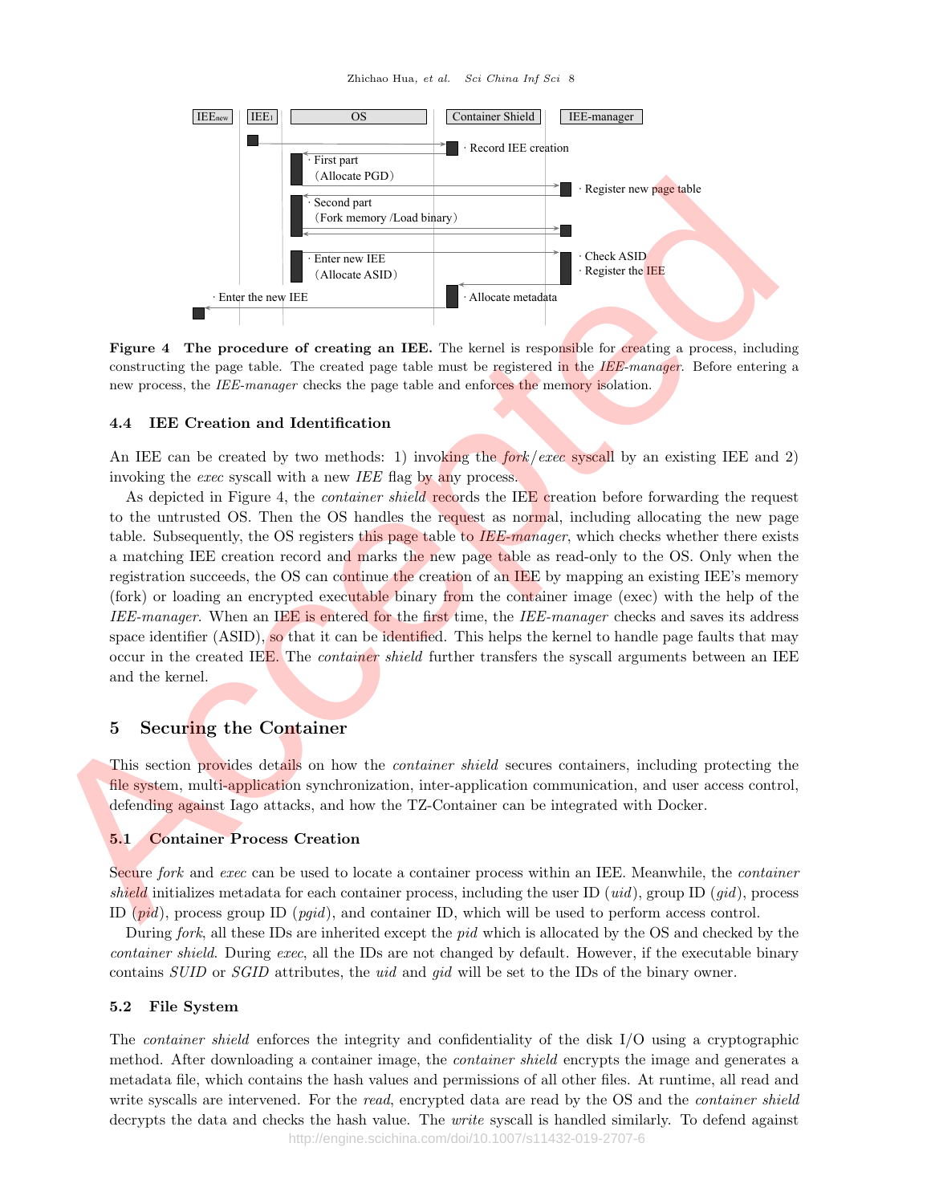Figure 4 **The procedure of creating an IEE.** The kernel is responsible for creating a process, including constructing the page table. The created page table must be registered in the *IEE-manager*. Before entering a new process, the *IEE-manager* checks the page table and enforces the memory isolation.

### 4.4 IEE Creation and Identification

An IEE can be created by two methods: 1) invoking the *fork*/*exec* syscall by an existing IEE and 2) invoking the *exec* syscall with a new *IEE* flag by any process.

As depicted in Figure 4, the *container shield* records the IEE creation before forwarding the request to the untrusted OS. Then the OS handles the request as normal, including allocating the new page table. Subsequently, the OS registers this page table to *IEE-manager*, which checks whether there exists a matching IEE creation record and marks the new page table as read-only to the OS. Only when the registration succeeds, the OS can continue the creation of an IEE by mapping an existing IEE's memory (fork) or loading an encrypted executable binary from the container image (exec) with the help of the *IEE-manager*. When an IEE is entered for the first time, the *IEE-manager* checks and saves its address space identifier (ASID), so that it can be identified. This helps the kernel to handle page faults that may occur in the created IEE. The *container shield* further transfers the syscall arguments between an IEE and the kernel.

## 5 Securing the Container

This section provides details on how the *container shield* secures containers, including protecting the file system, multi-application synchronization, inter-application communication, and user access control, defending against Iago attacks, and how the TZ-Container can be integrated with Docker.

### 5.1 Container Process Creation

Secure *fork* and *exec* can be used to locate a container process within an IEE. Meanwhile, the *container shield* initializes metadata for each container process, including the user ID (*uid*), group ID (*gid*), process ID (*pid*), process group ID (*pgid*), and container ID, which will be used to perform access control.

During *fork*, all these IDs are inherited except the *pid* which is allocated by the OS and checked by the *container shield*. During *exec*, all the IDs are not changed by default. However, if the executable binary contains *SUID* or *SGID* attributes, the *uid* and *gid* will be set to the IDs of the binary owner.

### 5.2 File System

The *container shield* enforces the integrity and confidentiality of the disk I/O using a cryptographic method. After downloading a container image, the *container shield* encrypts the image and generates a metadata file, which contains the hash values and permissions of all other files. At runtime, all read and write syscalls are intervened. For the *read*, encrypted data are read by the OS and the *container shield* decrypts the data and checks the hash value. The *write* syscall is handled similarly. To defend against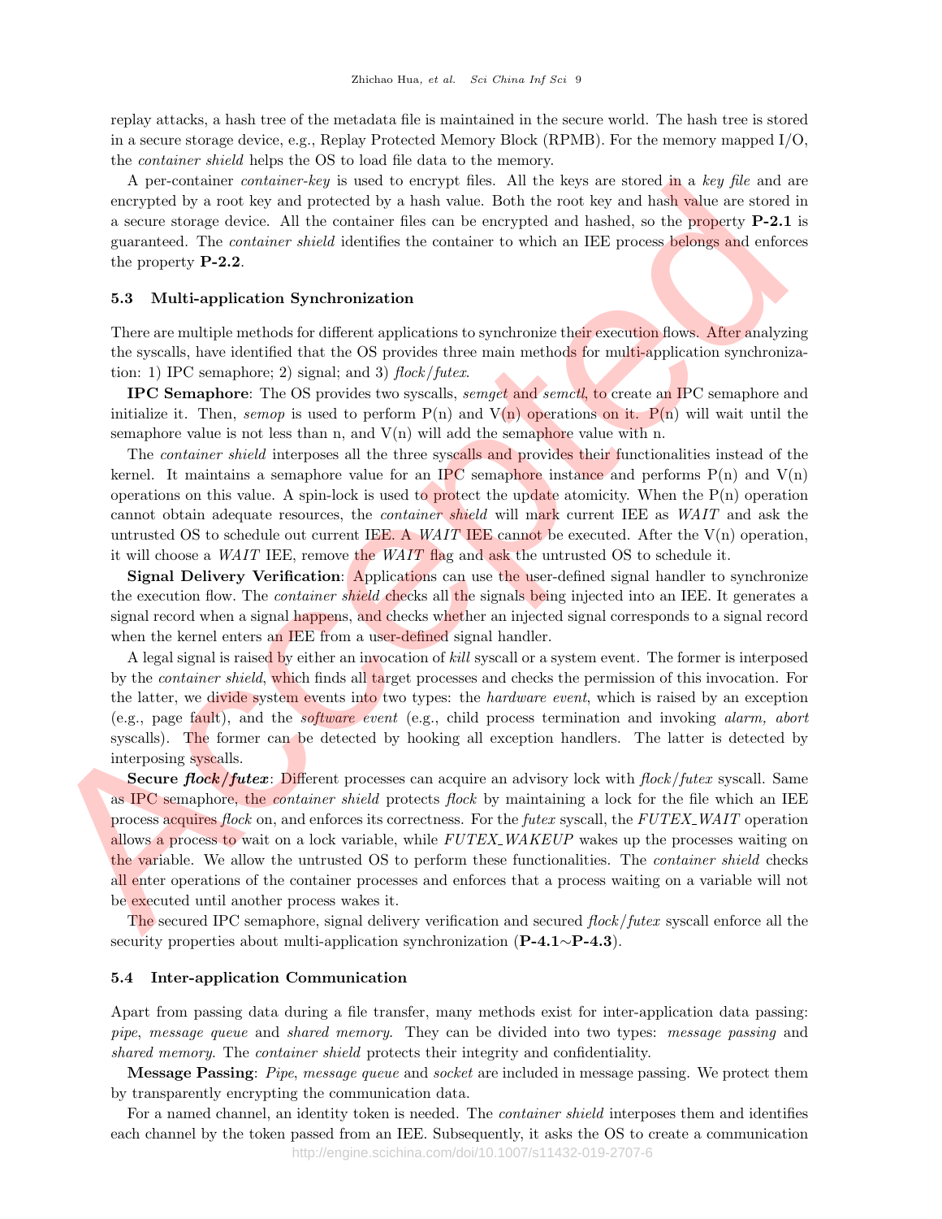replay attacks, a hash tree of the metadata file is maintained in the secure world. The hash tree is stored in a secure storage device, e.g., Replay Protected Memory Block (RPMB). For the memory mapped I/O, the *container shield* helps the OS to load file data to the memory.

A per-container *container-key* is used to encrypt files. All the keys are stored in a *key file* and are encrypted by a root key and protected by a hash value. Both the root key and hash value are stored in a secure storage device. All the container files can be encrypted and hashed, so the property **P-2.1** is guaranteed. The *container shield* identifies the container to which an IEE process belongs and enforces the property **P-2.2**.

### 5.3 Multi-application Synchronization

There are multiple methods for different applications to synchronize their execution flows. After analyzing the syscalls, have identified that the OS provides three main methods for multi-application synchronization: 1) IPC semaphore; 2) signal; and 3) *flock/futex*.

**IPC Semaphore**: The OS provides two syscalls, *semget* and *semctl*, to create an IPC semaphore and initialize it. Then, *semop* is used to perform P(n) and V(n) operations on it. P(n) will wait until the semaphore value is not less than n, and V(n) will add the semaphore value with n.

The *container shield* interposes all the three syscalls and provides their functionalities instead of the kernel. It maintains a semaphore value for an IPC semaphore instance and performs P(n) and V(n) operations on this value. A spin-lock is used to protect the update atomicity. When the P(n) operation cannot obtain adequate resources, the *container shield* will mark current IEE as *WAIT* and ask the untrusted OS to schedule out current IEE. A *WAIT* IEE cannot be executed. After the V(n) operation, it will choose a *WAIT* IEE, remove the *WAIT* flag and ask the untrusted OS to schedule it.

**Signal Delivery Verification**: Applications can use the user-defined signal handler to synchronize the execution flow. The *container shield* checks all the signals being injected into an IEE. It generates a signal record when a signal happens, and checks whether an injected signal corresponds to a signal record when the kernel enters an IEE from a user-defined signal handler.

A legal signal is raised by either an invocation of *kill* syscall or a system event. The former is interposed by the *container shield*, which finds all target processes and checks the permission of this invocation. For the latter, we divide system events into two types: the *hardware event*, which is raised by an exception (e.g., page fault), and the *software event* (e.g., child process termination and invoking *alarm, abort* syscalls). The former can be detected by hooking all exception handlers. The latter is detected by interposing syscalls.

**Secure *flock/futex***: Different processes can acquire an advisory lock with *flock/futex* syscall. Same as IPC semaphore, the *container shield* protects *flock* by maintaining a lock for the file which an IEE process acquires *flock* on, and enforces its correctness. For the *futex* syscall, the *FUTEX_WAIT* operation allows a process to wait on a lock variable, while *FUTEX_WAKEUP* wakes up the processes waiting on the variable. We allow the untrusted OS to perform these functionalities. The *container shield* checks all enter operations of the container processes and enforces that a process waiting on a variable will not be executed until another process wakes it.

The secured IPC semaphore, signal delivery verification and secured *flock/futex* syscall enforce all the security properties about multi-application synchronization (**P-4.1**∼**P-4.3**).

### 5.4 Inter-application Communication

Apart from passing data during a file transfer, many methods exist for inter-application data passing: *pipe*, *message queue* and *shared memory*. They can be divided into two types: *message passing* and *shared memory*. The *container shield* protects their integrity and confidentiality.

**Message Passing**: *Pipe*, *message queue* and *socket* are included in message passing. We protect them by transparently encrypting the communication data.

For a named channel, an identity token is needed. The *container shield* interposes them and identifies each channel by the token passed from an IEE. Subsequently, it asks the OS to create a communication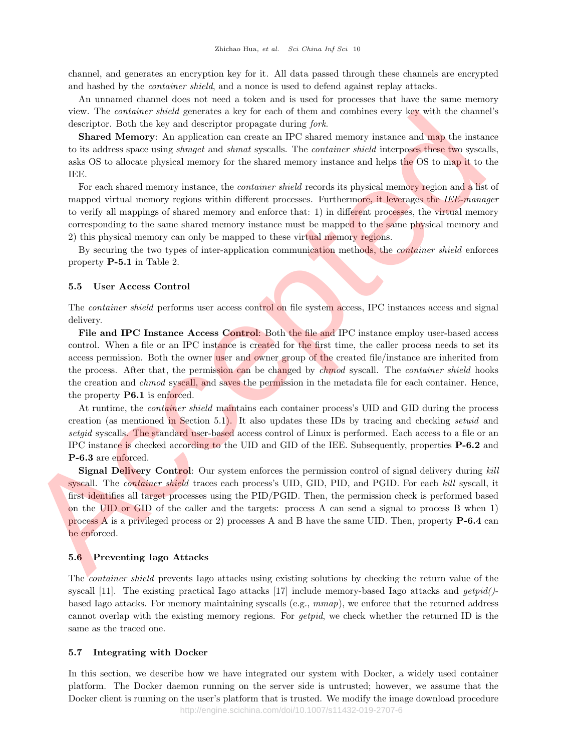channel, and generates an encryption key for it. All data passed through these channels are encrypted and hashed by the *container shield*, and a nonce is used to defend against replay attacks.

An unnamed channel does not need a token and is used for processes that have the same memory view. The *container shield* generates a key for each of them and combines every key with the channel's descriptor. Both the key and descriptor propagate during *fork*.

**Shared Memory**: An application can create an IPC shared memory instance and map the instance to its address space using *shmget* and *shmat* syscalls. The *container shield* interposes these two syscalls, asks OS to allocate physical memory for the shared memory instance and helps the OS to map it to the IEE.

For each shared memory instance, the *container shield* records its physical memory region and a list of mapped virtual memory regions within different processes. Furthermore, it leverages the *IEE-manager* to verify all mappings of shared memory and enforce that: 1) in different processes, the virtual memory corresponding to the same shared memory instance must be mapped to the same physical memory and 2) this physical memory can only be mapped to these virtual memory regions.

By securing the two types of inter-application communication methods, the *container shield* enforces property **P-5.1** in Table 2.

### 5.5 User Access Control

The *container shield* performs user access control on file system access, IPC instances access and signal delivery.

**File and IPC Instance Access Control**: Both the file and IPC instance employ user-based access control. When a file or an IPC instance is created for the first time, the caller process needs to set its access permission. Both the owner user and owner group of the created file/instance are inherited from the process. After that, the permission can be changed by *chmod* syscall. The *container shield* hooks the creation and *chmod* syscall, and saves the permission in the metadata file for each container. Hence, the property **P6.1** is enforced.

At runtime, the *container shield* maintains each container process's UID and GID during the process creation (as mentioned in Section 5.1). It also updates these IDs by tracing and checking *setuid* and *setgid* syscalls. The standard user-based access control of Linux is performed. Each access to a file or an IPC instance is checked according to the UID and GID of the IEE. Subsequently, properties **P-6.2** and **P-6.3** are enforced.

**Signal Delivery Control**: Our system enforces the permission control of signal delivery during *kill* syscall. The *container shield* traces each process's UID, GID, PID, and PGID. For each *kill* syscall, it first identifies all target processes using the PID/PGID. Then, the permission check is performed based on the UID or GID of the caller and the targets: process A can send a signal to process B when 1) process A is a privileged process or 2) processes A and B have the same UID. Then, property **P-6.4** can be enforced.

### 5.6 Preventing Iago Attacks

The *container shield* prevents Iago attacks using existing solutions by checking the return value of the syscall [11]. The existing practical Iago attacks [17] include memory-based Iago attacks and *getpid()*-based Iago attacks. For memory maintaining syscalls (e.g., *mmap*), we enforce that the returned address cannot overlap with the existing memory regions. For *getpid*, we check whether the returned ID is the same as the traced one.

### 5.7 Integrating with Docker

In this section, we describe how we have integrated our system with Docker, a widely used container platform. The Docker daemon running on the server side is untrusted; however, we assume that the Docker client is running on the user's platform that is trusted. We modify the image download procedure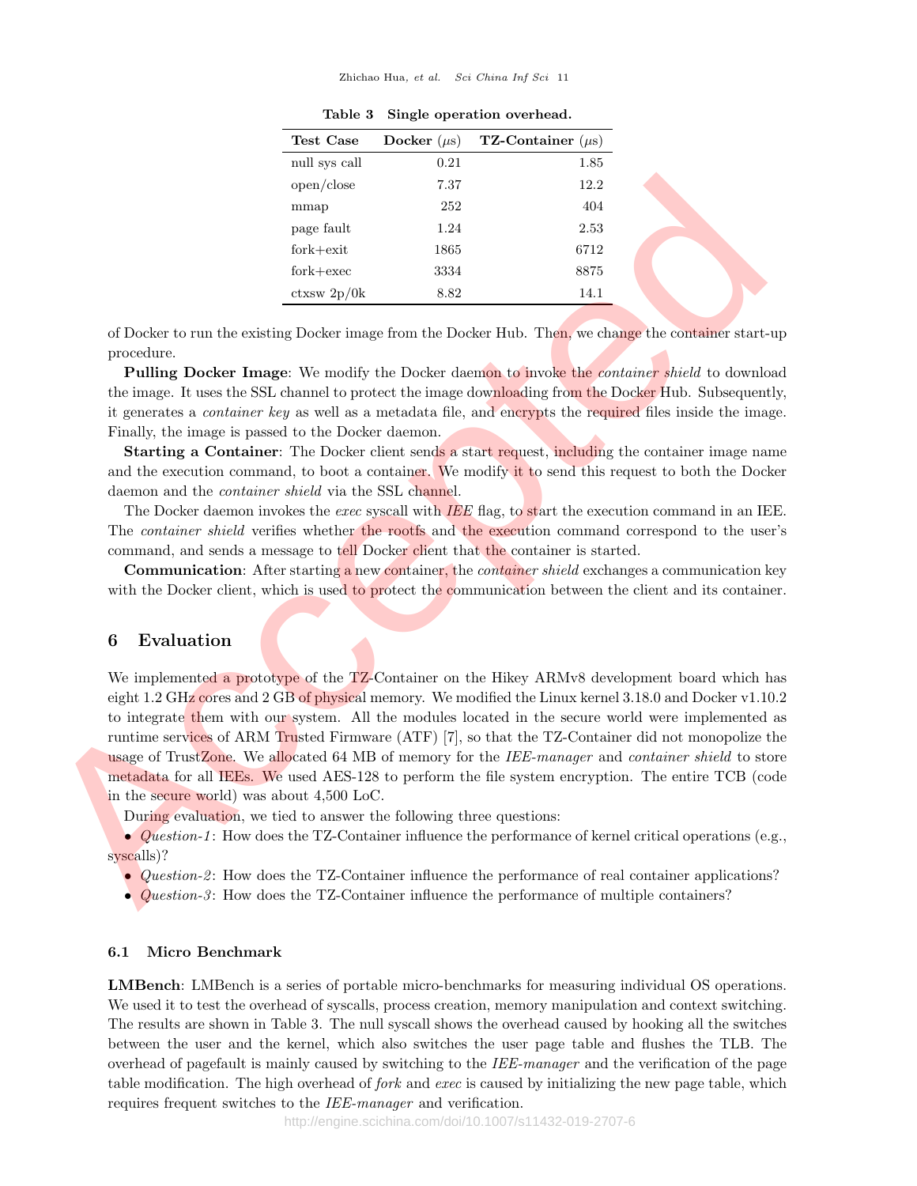**Table 3 Single operation overhead.**

| Test Case | Docker ($\mu$s) | TZ-Container ($\mu$s) |
|---|---|---|
| null sys call | 0.21 | 1.85 |
| open/close | 7.37 | 12.2 |
| mmap | 252 | 404 |
| page fault | 1.24 | 2.53 |
| fork+exit | 1865 | 6712 |
| fork+exec | 3334 | 8875 |
| ctxsw 2p/0k | 8.82 | 14.1 |

of Docker to run the existing Docker image from the Docker Hub. Then, we change the container start-up procedure.

**Pulling Docker Image**: We modify the Docker daemon to invoke the *container shield* to download the image. It uses the SSL channel to protect the image downloading from the Docker Hub. Subsequently, it generates a *container key* as well as a metadata file, and encrypts the required files inside the image. Finally, the image is passed to the Docker daemon.

**Starting a Container**: The Docker client sends a start request, including the container image name and the execution command, to boot a container. We modify it to send this request to both the Docker daemon and the *container shield* via the SSL channel.

The Docker daemon invokes the *exec* syscall with *IEE* flag, to start the execution command in an IEE. The *container shield* verifies whether the rootfs and the execution command correspond to the user's command, and sends a message to tell Docker client that the container is started.

**Communication**: After starting a new container, the *container shield* exchanges a communication key with the Docker client, which is used to protect the communication between the client and its container.

## 6 Evaluation

We implemented a prototype of the TZ-Container on the Hikey ARMv8 development board which has eight 1.2 GHz cores and 2 GB of physical memory. We modified the Linux kernel 3.18.0 and Docker v1.10.2 to integrate them with our system. All the modules located in the secure world were implemented as runtime services of ARM Trusted Firmware (ATF) [7], so that the TZ-Container did not monopolize the usage of TrustZone. We allocated 64 MB of memory for the *IEE-manager* and *container shield* to store metadata for all IEEs. We used AES-128 to perform the file system encryption. The entire TCB (code in the secure world) was about 4,500 LoC.

During evaluation, we tied to answer the following three questions:

- *Question-1*: How does the TZ-Container influence the performance of kernel critical operations (e.g., syscalls)?
- *Question-2*: How does the TZ-Container influence the performance of real container applications?
- *Question-3*: How does the TZ-Container influence the performance of multiple containers?

### 6.1 Micro Benchmark

**LMBench**: LMBench is a series of portable micro-benchmarks for measuring individual OS operations. We used it to test the overhead of syscalls, process creation, memory manipulation and context switching. The results are shown in Table 3. The null syscall shows the overhead caused by hooking all the switches between the user and the kernel, which also switches the user page table and flushes the TLB. The overhead of pagefault is mainly caused by switching to the *IEE-manager* and the verification of the page table modification. The high overhead of *fork* and *exec* is caused by initializing the new page table, which requires frequent switches to the *IEE-manager* and verification.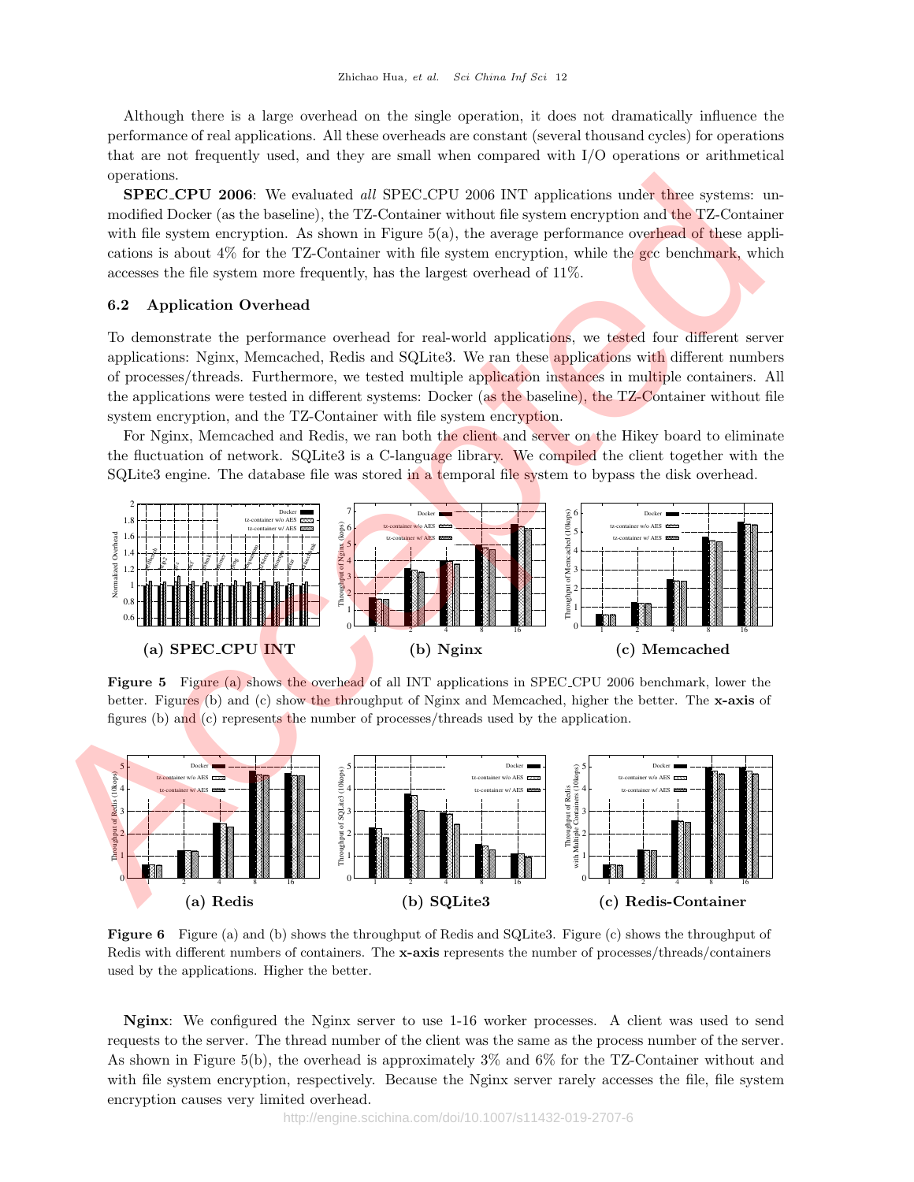Although there is a large overhead on the single operation, it does not dramatically influence the performance of real applications. All these overheads are constant (several thousand cycles) for operations that are not frequently used, and they are small when compared with I/O operations or arithmetical operations.

**SPEC_CPU 2006**: We evaluated *all* SPEC_CPU 2006 INT applications under three systems: unmodified Docker (as the baseline), the TZ-Container without file system encryption and the TZ-Container with file system encryption. As shown in Figure 5(a), the average performance overhead of these applications is about 4% for the TZ-Container with file system encryption, while the gcc benchmark, which accesses the file system more frequently, has the largest overhead of 11%.

### 6.2 Application Overhead

To demonstrate the performance overhead for real-world applications, we tested four different server applications: Nginx, Memcached, Redis and SQLite3. We ran these applications with different numbers of processes/threads. Furthermore, we tested multiple application instances in multiple containers. All the applications were tested in different systems: Docker (as the baseline), the TZ-Container without file system encryption, and the TZ-Container with file system encryption.

For Nginx, Memcached and Redis, we ran both the client and server on the Hikey board to eliminate the fluctuation of network. SQLite3 is a C-language library. We compiled the client together with the SQLite3 engine. The database file was stored in a temporal file system to bypass the disk overhead.

**(a) SPEC_CPU INT** **(b) Nginx** **(c) Memcached**

**Figure 5** Figure (a) shows the overhead of all INT applications in SPEC_CPU 2006 benchmark, lower the better. Figures (b) and (c) show the throughput of Nginx and Memcached, higher the better. The **x-axis** of figures (b) and (c) represents the number of processes/threads used by the application.

**(a) Redis** **(b) SQLite3** **(c) Redis-Container**

**Figure 6** Figure (a) and (b) shows the throughput of Redis and SQLite3. Figure (c) shows the throughput of Redis with different numbers of containers. The **x-axis** represents the number of processes/threads/containers used by the applications. Higher the better.

**Nginx**: We configured the Nginx server to use 1-16 worker processes. A client was used to send requests to the server. The thread number of the client was the same as the process number of the server. As shown in Figure 5(b), the overhead is approximately 3% and 6% for the TZ-Container without and with file system encryption, respectively. Because the Nginx server rarely accesses the file, file system encryption causes very limited overhead.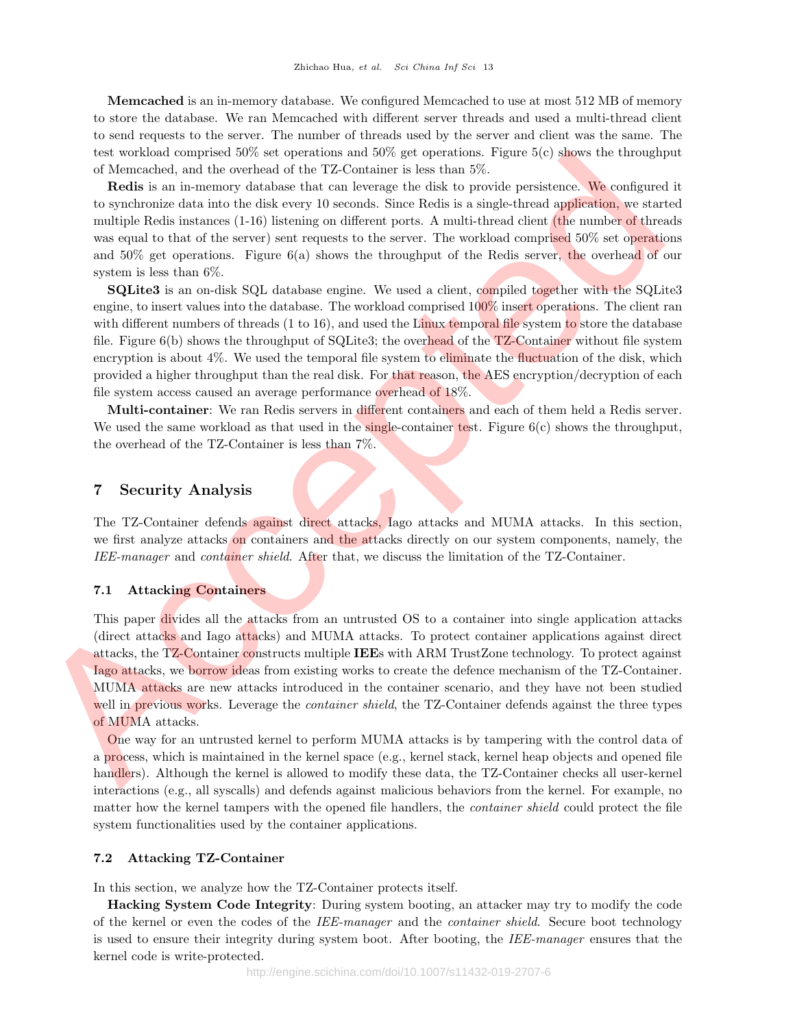**Memcached** is an in-memory database. We configured Memcached to use at most 512 MB of memory to store the database. We ran Memcached with different server threads and used a multi-thread client to send requests to the server. The number of threads used by the server and client was the same. The test workload comprised 50% set operations and 50% get operations. Figure 5(c) shows the throughput of Memcached, and the overhead of the TZ-Container is less than 5%.

**Redis** is an in-memory database that can leverage the disk to provide persistence. We configured it to synchronize data into the disk every 10 seconds. Since Redis is a single-thread application, we started multiple Redis instances (1-16) listening on different ports. A multi-thread client (the number of threads was equal to that of the server) sent requests to the server. The workload comprised 50% set operations and 50% get operations. Figure 6(a) shows the throughput of the Redis server, the overhead of our system is less than 6%.

**SQLite3** is an on-disk SQL database engine. We used a client, compiled together with the SQLite3 engine, to insert values into the database. The workload comprised 100% insert operations. The client ran with different numbers of threads (1 to 16), and used the Linux temporal file system to store the database file. Figure 6(b) shows the throughput of SQLite3; the overhead of the TZ-Container without file system encryption is about 4%. We used the temporal file system to eliminate the fluctuation of the disk, which provided a higher throughput than the real disk. For that reason, the AES encryption/decryption of each file system access caused an average performance overhead of 18%.

**Multi-container**: We ran Redis servers in different containers and each of them held a Redis server. We used the same workload as that used in the single-container test. Figure 6(c) shows the throughput, the overhead of the TZ-Container is less than 7%.

## 7 Security Analysis

The TZ-Container defends against direct attacks, Iago attacks and MUMA attacks. In this section, we first analyze attacks on containers and the attacks directly on our system components, namely, the *IEE-manager* and *container shield*. After that, we discuss the limitation of the TZ-Container.

### 7.1 Attacking Containers

This paper divides all the attacks from an untrusted OS to a container into single application attacks (direct attacks and Iago attacks) and MUMA attacks. To protect container applications against direct attacks, the TZ-Container constructs multiple **IEE**s with ARM TrustZone technology. To protect against Iago attacks, we borrow ideas from existing works to create the defence mechanism of the TZ-Container. MUMA attacks are new attacks introduced in the container scenario, and they have not been studied well in previous works. Leverage the *container shield*, the TZ-Container defends against the three types of MUMA attacks.

One way for an untrusted kernel to perform MUMA attacks is by tampering with the control data of a process, which is maintained in the kernel space (e.g., kernel stack, kernel heap objects and opened file handlers). Although the kernel is allowed to modify these data, the TZ-Container checks all user-kernel interactions (e.g., all syscalls) and defends against malicious behaviors from the kernel. For example, no matter how the kernel tampers with the opened file handlers, the *container shield* could protect the file system functionalities used by the container applications.

### 7.2 Attacking TZ-Container

In this section, we analyze how the TZ-Container protects itself.

**Hacking System Code Integrity**: During system booting, an attacker may try to modify the code of the kernel or even the codes of the *IEE-manager* and the *container shield*. Secure boot technology is used to ensure their integrity during system boot. After booting, the *IEE-manager* ensures that the kernel code is write-protected.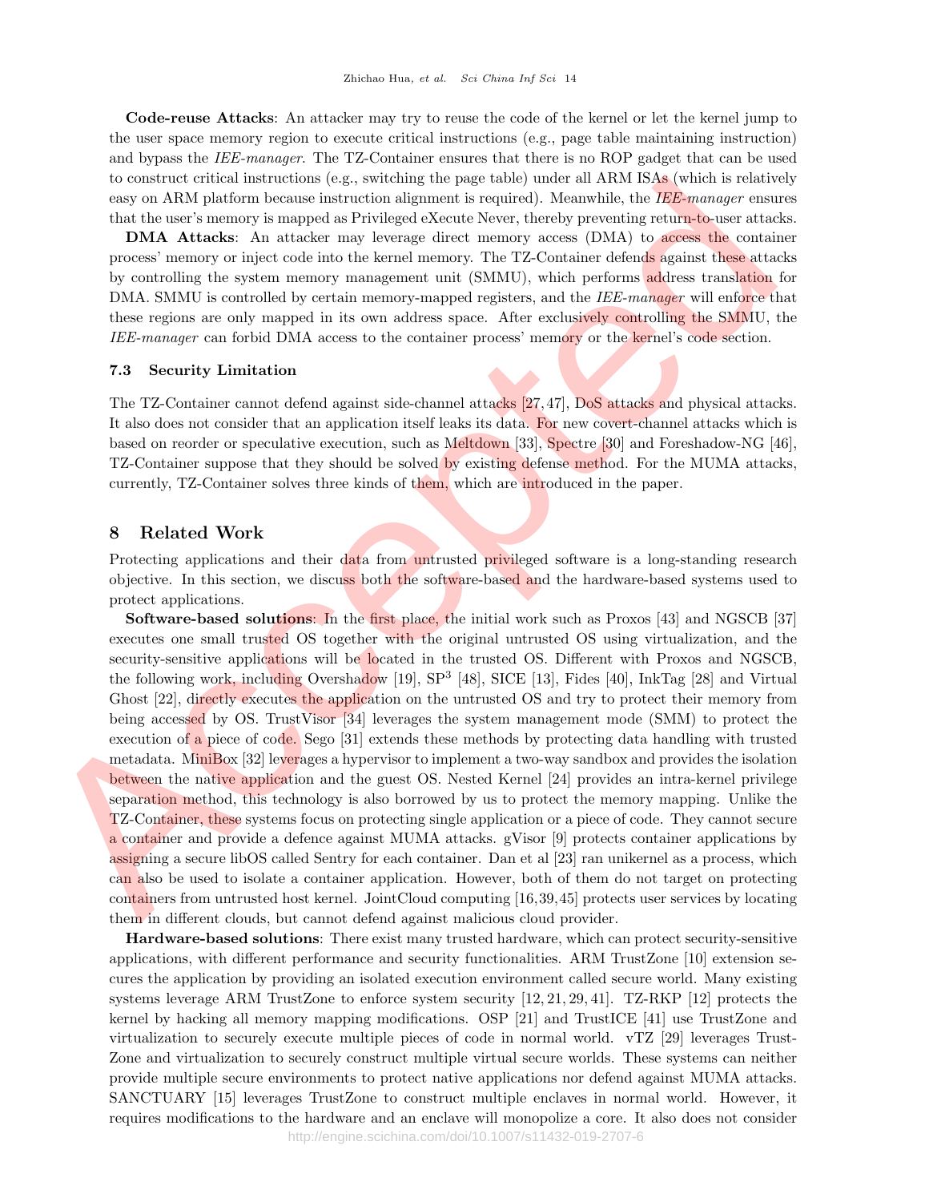**Code-reuse Attacks**: An attacker may try to reuse the code of the kernel or let the kernel jump to the user space memory region to execute critical instructions (e.g., page table maintaining instruction) and bypass the *IEE-manager*. The TZ-Container ensures that there is no ROP gadget that can be used to construct critical instructions (e.g., switching the page table) under all ARM ISAs (which is relatively easy on ARM platform because instruction alignment is required). Meanwhile, the *IEE-manager* ensures that the user's memory is mapped as Privileged eXecute Never, thereby preventing return-to-user attacks.

**DMA Attacks**: An attacker may leverage direct memory access (DMA) to access the container process' memory or inject code into the kernel memory. The TZ-Container defends against these attacks by controlling the system memory management unit (SMMU), which performs address translation for DMA. SMMU is controlled by certain memory-mapped registers, and the *IEE-manager* will enforce that these regions are only mapped in its own address space. After exclusively controlling the SMMU, the *IEE-manager* can forbid DMA access to the container process' memory or the kernel's code section.

### 7.3 Security Limitation

The TZ-Container cannot defend against side-channel attacks [27, 47], DoS attacks and physical attacks. It also does not consider that an application itself leaks its data. For new covert-channel attacks which is based on reorder or speculative execution, such as Meltdown [33], Spectre [30] and Foreshadow-NG [46], TZ-Container suppose that they should be solved by existing defense method. For the MUMA attacks, currently, TZ-Container solves three kinds of them, which are introduced in the paper.

## 8 Related Work

Protecting applications and their data from untrusted privileged software is a long-standing research objective. In this section, we discuss both the software-based and the hardware-based systems used to protect applications.

**Software-based solutions**: In the first place, the initial work such as Proxos [43] and NGSCB [37] executes one small trusted OS together with the original untrusted OS using virtualization, and the security-sensitive applications will be located in the trusted OS. Different with Proxos and NGSCB, the following work, including Overshadow [19], $SP^3$ [48], SICE [13], Fides [40], InkTag [28] and Virtual Ghost [22], directly executes the application on the untrusted OS and try to protect their memory from being accessed by OS. TrustVisor [34] leverages the system management mode (SMM) to protect the execution of a piece of code. Sego [31] extends these methods by protecting data handling with trusted metadata. MiniBox [32] leverages a hypervisor to implement a two-way sandbox and provides the isolation between the native application and the guest OS. Nested Kernel [24] provides an intra-kernel privilege separation method, this technology is also borrowed by us to protect the memory mapping. Unlike the TZ-Container, these systems focus on protecting single application or a piece of code. They cannot secure a container and provide a defence against MUMA attacks. gVisor [9] protects container applications by assigning a secure libOS called Sentry for each container. Dan et al [23] ran unikernel as a process, which can also be used to isolate a container application. However, both of them do not target on protecting containers from untrusted host kernel. JointCloud computing [16, 39, 45] protects user services by locating them in different clouds, but cannot defend against malicious cloud provider.

**Hardware-based solutions**: There exist many trusted hardware, which can protect security-sensitive applications, with different performance and security functionalities. ARM TrustZone [10] extension secures the application by providing an isolated execution environment called secure world. Many existing systems leverage ARM TrustZone to enforce system security [12, 21, 29, 41]. TZ-RKP [12] protects the kernel by hacking all memory mapping modifications. OSP [21] and TrustICE [41] use TrustZone and virtualization to securely execute multiple pieces of code in normal world. vTZ [29] leverages TrustZone and virtualization to securely construct multiple virtual secure worlds. These systems can neither provide multiple secure environments to protect native applications nor defend against MUMA attacks. SANCTUARY [15] leverages TrustZone to construct multiple enclaves in normal world. However, it requires modifications to the hardware and an enclave will monopolize a core. It also does not consider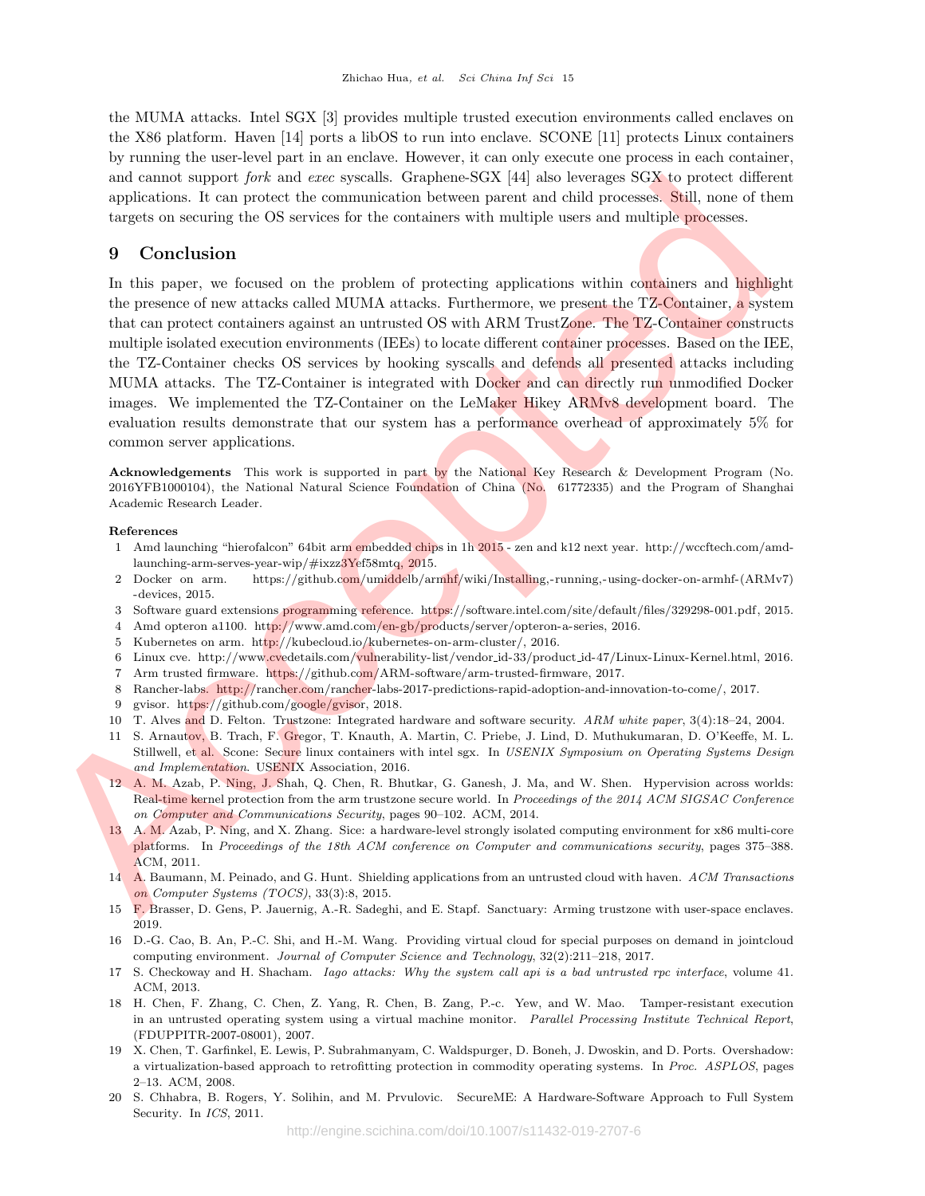the MUMA attacks. Intel SGX [3] provides multiple trusted execution environments called enclaves on the X86 platform. Haven [14] ports a libOS to run into enclave. SCONE [11] protects Linux containers by running the user-level part in an enclave. However, it can only execute one process in each container, and cannot support *fork* and *exec* syscalls. Graphene-SGX [44] also leverages SGX to protect different applications. It can protect the communication between parent and child processes. Still, none of them targets on securing the OS services for the containers with multiple users and multiple processes.

## 9 Conclusion

In this paper, we focused on the problem of protecting applications within containers and highlight the presence of new attacks called MUMA attacks. Furthermore, we present the TZ-Container, a system that can protect containers against an untrusted OS with ARM TrustZone. The TZ-Container constructs multiple isolated execution environments (IEEs) to locate different container processes. Based on the IEE, the TZ-Container checks OS services by hooking syscalls and defends all presented attacks including MUMA attacks. The TZ-Container is integrated with Docker and can directly run unmodified Docker images. We implemented the TZ-Container on the LeMaker Hikey ARMv8 development board. The evaluation results demonstrate that our system has a performance overhead of approximately 5% for common server applications.

**Acknowledgements** This work is supported in part by the National Key Research & Development Program (No. 2016YFB1000104), the National Natural Science Foundation of China (No. 61772335) and the Program of Shanghai Academic Research Leader.

**References**

1 Amd launching "hierofalcon" 64bit arm embedded chips in 1h 2015 - zen and k12 next year. http://wccftech.com/amd-launching-arm-serves-year-wip/#ixzz3Yef58mtq, 2015.
2 Docker on arm. https://github.com/umiddelb/armhf/wiki/Installing,-running,-using-docker-on-armhf-(ARMv7)-devices, 2015.
3 Software guard extensions programming reference. https://software.intel.com/site/default/files/329298-001.pdf, 2015.
4 Amd opteron a1100. http://www.amd.com/en-gb/products/server/opteron-a-series, 2016.
5 Kubernetes on arm. http://kubecloud.io/kubernetes-on-arm-cluster/, 2016.
6 Linux cve. http://www.cvedetails.com/vulnerability-list/vendor_id-33/product_id-47/Linux-Linux-Kernel.html, 2016.
7 Arm trusted firmware. https://github.com/ARM-software/arm-trusted-firmware, 2017.
8 Rancher-labs. http://rancher.com/rancher-labs-2017-predictions-rapid-adoption-and-innovation-to-come/, 2017.
9 gvisor. https://github.com/google/gvisor, 2018.
10 T. Alves and D. Felton. Trustzone: Integrated hardware and software security. *ARM white paper*, 3(4):18–24, 2004.
11 S. Arnautov, B. Trach, F. Gregor, T. Knauth, A. Martin, C. Priebe, J. Lind, D. Muthukumaran, D. O'Keeffe, M. L. Stillwell, et al. Scone: Secure linux containers with intel sgx. In *USENIX Symposium on Operating Systems Design and Implementation*. USENIX Association, 2016.
12 A. M. Azab, P. Ning, J. Shah, Q. Chen, R. Bhutkar, G. Ganesh, J. Ma, and W. Shen. Hypervision across worlds: Real-time kernel protection from the arm trustzone secure world. In *Proceedings of the 2014 ACM SIGSAC Conference on Computer and Communications Security*, pages 90–102. ACM, 2014.
13 A. M. Azab, P. Ning, and X. Zhang. Sice: a hardware-level strongly isolated computing environment for x86 multi-core platforms. In *Proceedings of the 18th ACM conference on Computer and communications security*, pages 375–388. ACM, 2011.
14 A. Baumann, M. Peinado, and G. Hunt. Shielding applications from an untrusted cloud with haven. *ACM Transactions on Computer Systems (TOCS)*, 33(3):8, 2015.
15 F. Brasser, D. Gens, P. Jauernig, A.-R. Sadeghi, and E. Stapf. Sanctuary: Arming trustzone with user-space enclaves. 2019.
16 D.-G. Cao, B. An, P.-C. Shi, and H.-M. Wang. Providing virtual cloud for special purposes on demand in jointcloud computing environment. *Journal of Computer Science and Technology*, 32(2):211–218, 2017.
17 S. Checkoway and H. Shacham. *Iago attacks: Why the system call api is a bad untrusted rpc interface*, volume 41. ACM, 2013.
18 H. Chen, F. Zhang, C. Chen, Z. Yang, R. Chen, B. Zang, P.-c. Yew, and W. Mao. Tamper-resistant execution in an untrusted operating system using a virtual machine monitor. *Parallel Processing Institute Technical Report*, (FDUPPITR-2007-08001), 2007.
19 X. Chen, T. Garfinkel, E. Lewis, P. Subrahmanyam, C. Waldspurger, D. Boneh, J. Dwoskin, and D. Ports. Overshadow: a virtualization-based approach to retrofitting protection in commodity operating systems. In *Proc. ASPLOS*, pages 2–13. ACM, 2008.
20 S. Chhabra, B. Rogers, Y. Solihin, and M. Prvulovic. SecureME: A Hardware-Software Approach to Full System Security. In *ICS*, 2011.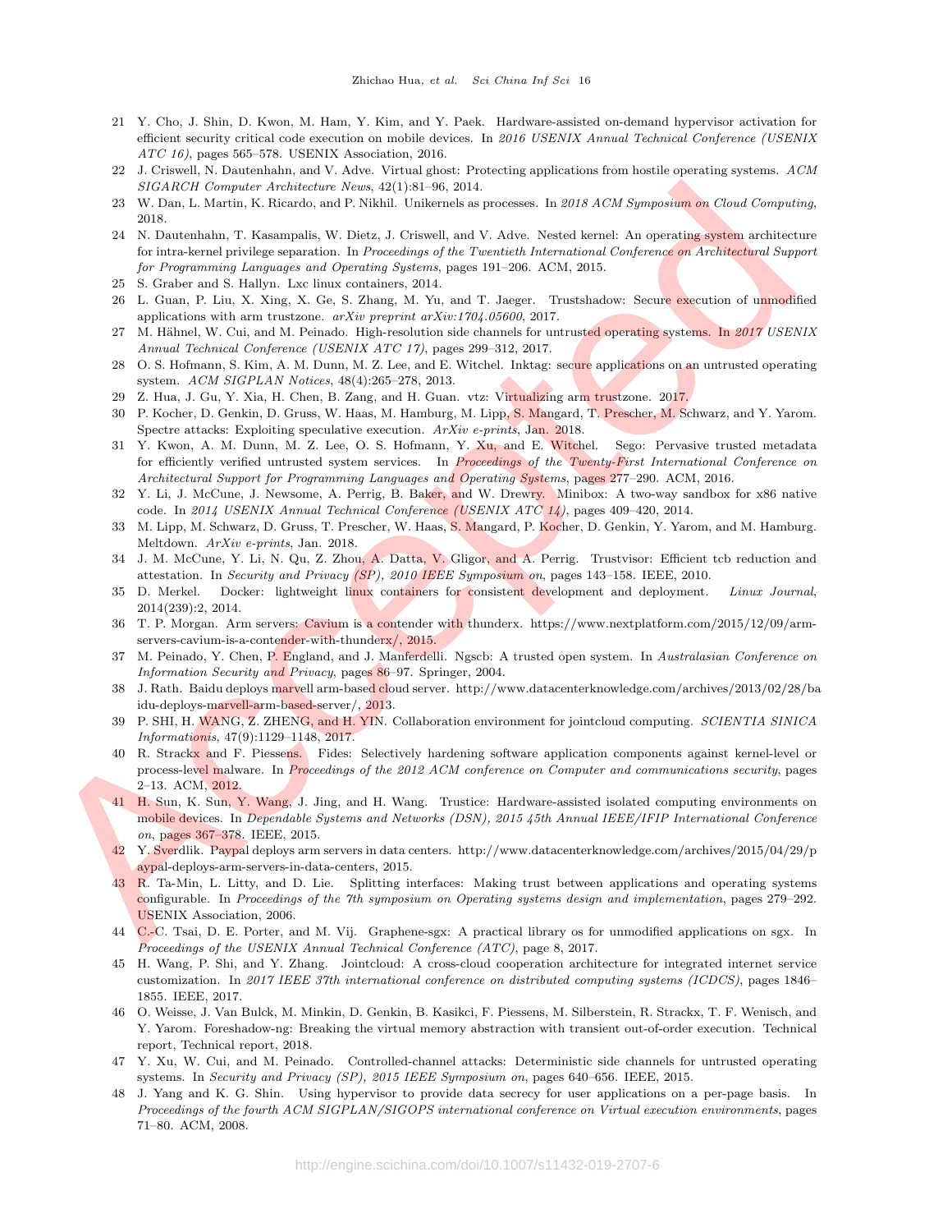21 Y. Cho, J. Shin, D. Kwon, M. Ham, Y. Kim, and Y. Paek. Hardware-assisted on-demand hypervisor activation for efficient security critical code execution on mobile devices. In *2016 USENIX Annual Technical Conference (USENIX ATC 16)*, pages 565–578. USENIX Association, 2016.

22 J. Criswell, N. Dautenhahn, and V. Adve. Virtual ghost: Protecting applications from hostile operating systems. *ACM SIGARCH Computer Architecture News*, 42(1):81–96, 2014.

23 W. Dan, L. Martin, K. Ricardo, and P. Nikhil. Unikernels as processes. In *2018 ACM Symposium on Cloud Computing*, 2018.

24 N. Dautenhahn, T. Kasampalis, W. Dietz, J. Criswell, and V. Adve. Nested kernel: An operating system architecture for intra-kernel privilege separation. In *Proceedings of the Twentieth International Conference on Architectural Support for Programming Languages and Operating Systems*, pages 191–206. ACM, 2015.

25 S. Graber and S. Hallyn. Lxc linux containers, 2014.

26 L. Guan, P. Liu, X. Xing, X. Ge, S. Zhang, M. Yu, and T. Jaeger. Trustshadow: Secure execution of unmodified applications with arm trustzone. *arXiv preprint arXiv:1704.05600*, 2017.

27 M. Hähnel, W. Cui, and M. Peinado. High-resolution side channels for untrusted operating systems. In *2017 USENIX Annual Technical Conference (USENIX ATC 17)*, pages 299–312, 2017.

28 O. S. Hofmann, S. Kim, A. M. Dunn, M. Z. Lee, and E. Witchel. Inktag: secure applications on an untrusted operating system. *ACM SIGPLAN Notices*, 48(4):265–278, 2013.

29 Z. Hua, J. Gu, Y. Xia, H. Chen, B. Zang, and H. Guan. vtz: Virtualizing arm trustzone. 2017.

30 P. Kocher, D. Genkin, D. Gruss, W. Haas, M. Hamburg, M. Lipp, S. Mangard, T. Prescher, M. Schwarz, and Y. Yarom. Spectre attacks: Exploiting speculative execution. *ArXiv e-prints*, Jan. 2018.

31 Y. Kwon, A. M. Dunn, M. Z. Lee, O. S. Hofmann, Y. Xu, and E. Witchel. Sego: Pervasive trusted metadata for efficiently verified untrusted system services. In *Proceedings of the Twenty-First International Conference on Architectural Support for Programming Languages and Operating Systems*, pages 277–290. ACM, 2016.

32 Y. Li, J. McCune, J. Newsome, A. Perrig, B. Baker, and W. Drewry. Minibox: A two-way sandbox for x86 native code. In *2014 USENIX Annual Technical Conference (USENIX ATC 14)*, pages 409–420, 2014.

33 M. Lipp, M. Schwarz, D. Gruss, T. Prescher, W. Haas, S. Mangard, P. Kocher, D. Genkin, Y. Yarom, and M. Hamburg. Meltdown. *ArXiv e-prints*, Jan. 2018.

34 J. M. McCune, Y. Li, N. Qu, Z. Zhou, A. Datta, V. Gligor, and A. Perrig. Trustvisor: Efficient tcb reduction and attestation. In *Security and Privacy (SP), 2010 IEEE Symposium on*, pages 143–158. IEEE, 2010.

35 D. Merkel. Docker: lightweight linux containers for consistent development and deployment. *Linux Journal*, 2014(239):2, 2014.

36 T. P. Morgan. Arm servers: Cavium is a contender with thunderx. https://www.nextplatform.com/2015/12/09/arm-servers-cavium-is-a-contender-with-thunderx/, 2015.

37 M. Peinado, Y. Chen, P. England, and J. Manferdelli. Ngscb: A trusted open system. In *Australasian Conference on Information Security and Privacy*, pages 86–97. Springer, 2004.

38 J. Rath. Baidu deploys marvell arm-based cloud server. http://www.datacenterknowledge.com/archives/2013/02/28/baidu-deploys-marvell-arm-based-server/, 2013.

39 P. SHI, H. WANG, Z. ZHENG, and H. YIN. Collaboration environment for jointcloud computing. *SCIENTIA SINICA Informationis*, 47(9):1129–1148, 2017.

40 R. Strackx and F. Piessens. Fides: Selectively hardening software application components against kernel-level or process-level malware. In *Proceedings of the 2012 ACM conference on Computer and communications security*, pages 2–13. ACM, 2012.

41 H. Sun, K. Sun, Y. Wang, J. Jing, and H. Wang. Trustice: Hardware-assisted isolated computing environments on mobile devices. In *Dependable Systems and Networks (DSN), 2015 45th Annual IEEE/IFIP International Conference on*, pages 367–378. IEEE, 2015.

42 Y. Sverdlik. Paypal deploys arm servers in data centers. http://www.datacenterknowledge.com/archives/2015/04/29/paypal-deploys-arm-servers-in-data-centers, 2015.

43 R. Ta-Min, L. Litty, and D. Lie. Splitting interfaces: Making trust between applications and operating systems configurable. In *Proceedings of the 7th symposium on Operating systems design and implementation*, pages 279–292. USENIX Association, 2006.

44 C.-C. Tsai, D. E. Porter, and M. Vij. Graphene-sgx: A practical library os for unmodified applications on sgx. In *Proceedings of the USENIX Annual Technical Conference (ATC)*, page 8, 2017.

45 H. Wang, P. Shi, and Y. Zhang. Jointcloud: A cross-cloud cooperation architecture for integrated internet service customization. In *2017 IEEE 37th international conference on distributed computing systems (ICDCS)*, pages 1846–1855. IEEE, 2017.

46 O. Weisse, J. Van Bulck, M. Minkin, D. Genkin, B. Kasikci, F. Piessens, M. Silberstein, R. Strackx, T. F. Wenisch, and Y. Yarom. Foreshadow-ng: Breaking the virtual memory abstraction with transient out-of-order execution. Technical report, Technical report, 2018.

47 Y. Xu, W. Cui, and M. Peinado. Controlled-channel attacks: Deterministic side channels for untrusted operating systems. In *Security and Privacy (SP), 2015 IEEE Symposium on*, pages 640–656. IEEE, 2015.

48 J. Yang and K. G. Shin. Using hypervisor to provide data secrecy for user applications on a per-page basis. In *Proceedings of the fourth ACM SIGPLAN/SIGOPS international conference on Virtual execution environments*, pages 71–80. ACM, 2008.